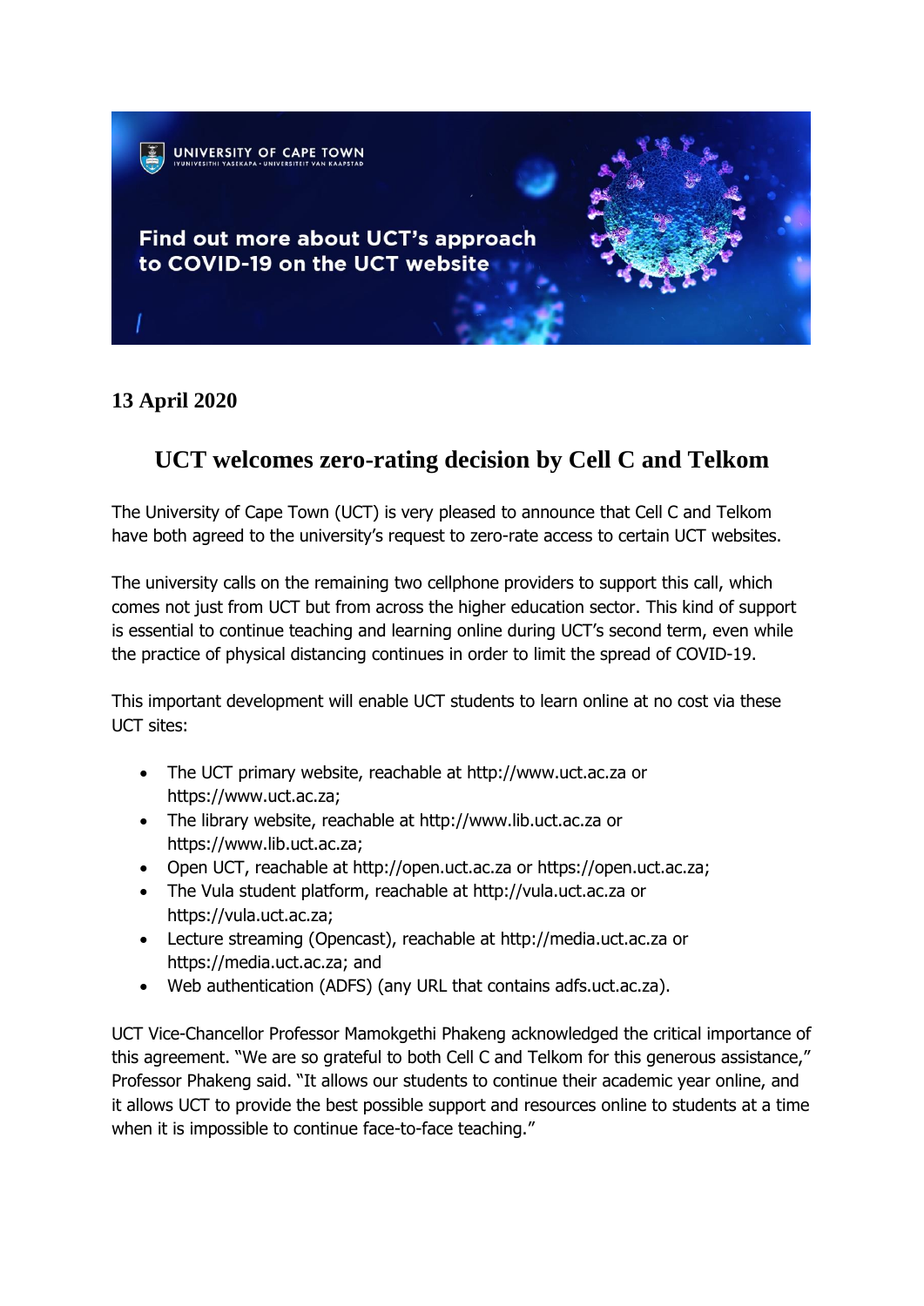University of Cape Town

Find out more about UCT's approach to COVID-19 on the UCT website

**13 April 2020**

# UCT welcomes zero-rating decision by Cell C and Telkom

The University of Cape Town (UCT) is very pleased to announce that Cell C and Telkom have both agreed to the university's request to zero-rate access to certain UCT websites.

The university calls on the remaining two cellphone providers to support this call, which comes not just from UCT but from across the higher education sector. This kind of support is essential to continue teaching and learning online during UCT's second term, even while the practice of physical distancing continues in order to limit the spread of COVID-19.

This important development will enable UCT students to learn online at no cost via these UCT sites:

- The UCT primary website, reachable at http://www.uct.ac.za or https://www.uct.ac.za;
- The library website, reachable at http://www.lib.uct.ac.za or https://www.lib.uct.ac.za;
- Open UCT, reachable at http://open.uct.ac.za or https://open.uct.ac.za;
- The Vula student platform, reachable at http://vula.uct.ac.za or https://vula.uct.ac.za;
- Lecture streaming (Opencast), reachable at http://media.uct.ac.za or https://media.uct.ac.za; and
- Web authentication (ADFS) (any URL that contains adfs.uct.ac.za).

UCT Vice-Chancellor Professor Mamokgethi Phakeng acknowledged the critical importance of this agreement. "We are so grateful to both Cell C and Telkom for this generous assistance," Professor Phakeng said. "It allows our students to continue their academic year online, and it allows UCT to provide the best possible support and resources online to students at a time when it is impossible to continue face-to-face teaching."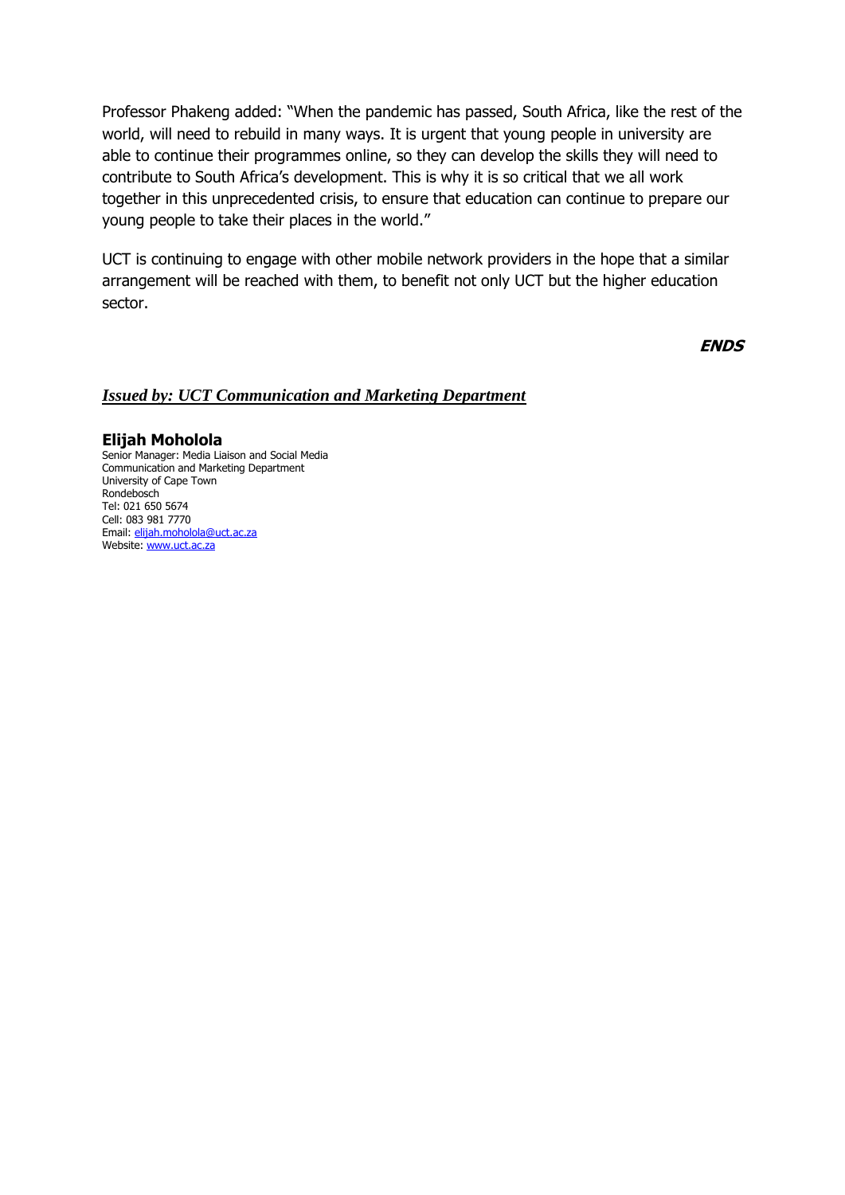Professor Phakeng added: "When the pandemic has passed, South Africa, like the rest of the world, will need to rebuild in many ways. It is urgent that young people in university are able to continue their programmes online, so they can develop the skills they will need to contribute to South Africa's development. This is why it is so critical that we all work together in this unprecedented crisis, to ensure that education can continue to prepare our young people to take their places in the world."

UCT is continuing to engage with other mobile network providers in the hope that a similar arrangement will be reached with them, to benefit not only UCT but the higher education sector.

***ENDS***

***Issued by: UCT Communication and Marketing Department***

**Elijah Moholola**
Senior Manager: Media Liaison and Social Media
Communication and Marketing Department
University of Cape Town
Rondebosch
Tel: 021 650 5674
Cell: 083 981 7770
Email: elijah.moholola@uct.ac.za
Website: www.uct.ac.za